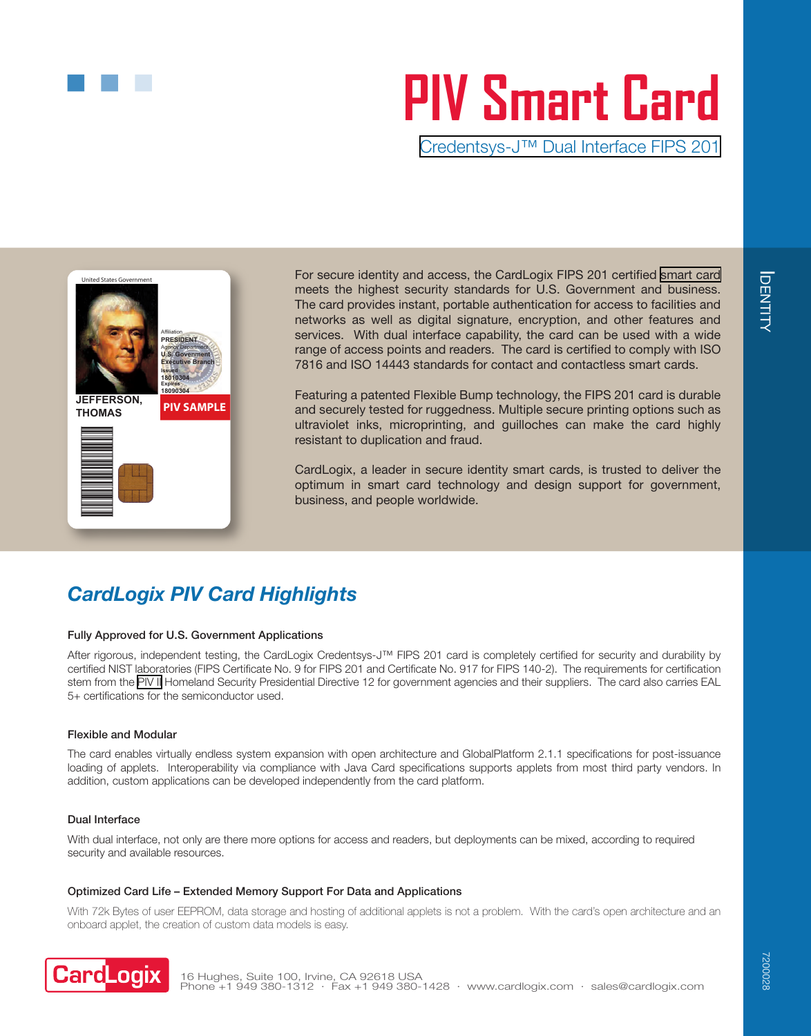# PIV Smart Card

Credentsys-J™ Dual Interface FIPS 201

For secure identity and access, the CardLogix FIPS 201 certified smart card meets the highest security standards for U.S. Government and business. The card provides instant, portable authentication for access to facilities and networks as well as digital signature, encryption, and other features and services. With dual interface capability, the card can be used with a wide range of access points and readers. The card is certified to comply with ISO 7816 and ISO 14443 standards for contact and contactless smart cards.

Featuring a patented Flexible Bump technology, the FIPS 201 card is durable and securely tested for ruggedness. Multiple secure printing options such as ultraviolet inks, microprinting, and guilloches can make the card highly resistant to duplication and fraud.

CardLogix, a leader in secure identity smart cards, is trusted to deliver the optimum in smart card technology and design support for government, business, and people worldwide.

## CardLogix PIV Card Highlights

### Fully Approved for U.S. Government Applications

After rigorous, independent testing, the CardLogix Credentsys-J™ FIPS 201 card is completely certified for security and durability by certified NIST laboratories (FIPS Certificate No. 9 for FIPS 201 and Certificate No. 917 for FIPS 140-2). The requirements for certification stem from the PIV II Homeland Security Presidential Directive 12 for government agencies and their suppliers. The card also carries EAL 5+ certifications for the semiconductor used.

### Flexible and Modular

The card enables virtually endless system expansion with open architecture and GlobalPlatform 2.1.1 specifications for post-issuance loading of applets. Interoperability via compliance with Java Card specifications supports applets from most third party vendors. In addition, custom applications can be developed independently from the card platform.

### Dual Interface

With dual interface, not only are there more options for access and readers, but deployments can be mixed, according to required security and available resources.

### Optimized Card Life – Extended Memory Support For Data and Applications

With 72k Bytes of user EEPROM, data storage and hosting of additional applets is not a problem. With the card's open architecture and an onboard applet, the creation of custom data models is easy.

CardLogix 16 Hughes, Suite 100, Irvine, CA 92618 USA
Phone +1 949 380-1312 · Fax +1 949 380-1428 · www.cardlogix.com · sales@cardlogix.com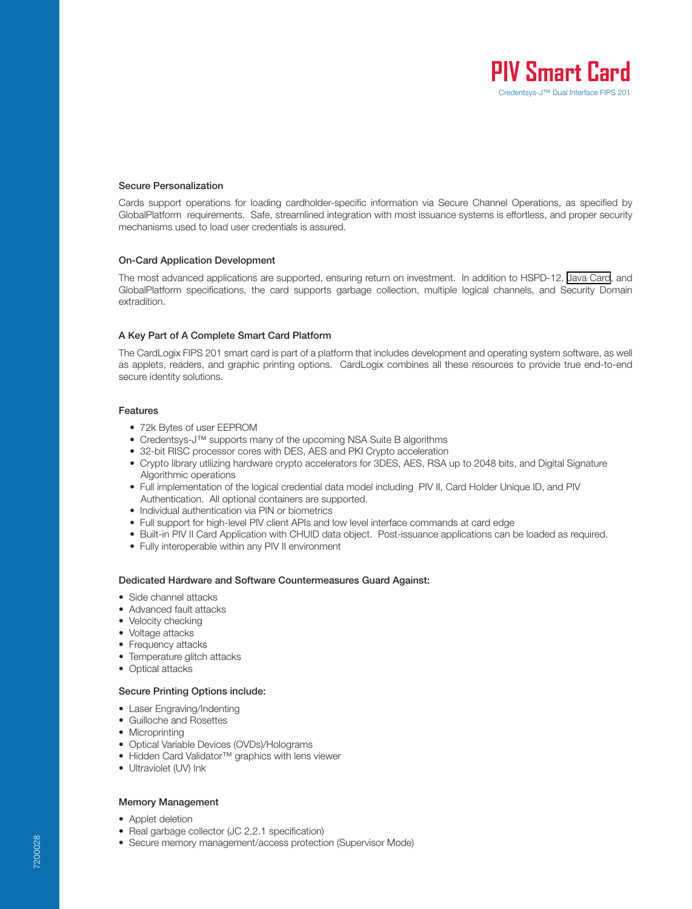# PIV Smart Card

Credentsys-J™ Dual Interface FIPS 201

### Secure Personalization

Cards support operations for loading cardholder-specific information via Secure Channel Operations, as specified by GlobalPlatform requirements. Safe, streamlined integration with most issuance systems is effortless, and proper security mechanisms used to load user credentials is assured.

### On-Card Application Development

The most advanced applications are supported, ensuring return on investment. In addition to HSPD-12, Java Card, and GlobalPlatform specifications, the card supports garbage collection, multiple logical channels, and Security Domain extradition.

### A Key Part of A Complete Smart Card Platform

The CardLogix FIPS 201 smart card is part of a platform that includes development and operating system software, as well as applets, readers, and graphic printing options. CardLogix combines all these resources to provide true end-to-end secure identity solutions.

### Features

- 72k Bytes of user EEPROM
- Credentsys-J™ supports many of the upcoming NSA Suite B algorithms
- 32-bit RISC processor cores with DES, AES and PKI Crypto acceleration
- Crypto library utliizing hardware crypto accelerators for 3DES, AES, RSA up to 2048 bits, and Digital Signature Algorithmic operations
- Full implementation of the logical credential data model including PIV II, Card Holder Unique ID, and PIV Authentication. All optional containers are supported.
- Individual authentication via PIN or biometrics
- Full support for high-level PIV client APIs and low level interface commands at card edge
- Built-in PIV II Card Application with CHUID data object. Post-issuance applications can be loaded as required.
- Fully interoperable within any PIV II environment

### Dedicated Hardware and Software Countermeasures Guard Against:

- Side channel attacks
- Advanced fault attacks
- Velocity checking
- Voltage attacks
- Frequency attacks
- Temperature glitch attacks
- Optical attacks

### Secure Printing Options include:

- Laser Engraving/Indenting
- Guilloche and Rosettes
- Microprinting
- Optical Variable Devices (OVDs)/Holograms
- Hidden Card Validator™ graphics with lens viewer
- Ultraviolet (UV) Ink

### Memory Management

- Applet deletion
- Real garbage collector (JC 2.2.1 specification)
- Secure memory management/access protection (Supervisor Mode)

7200028